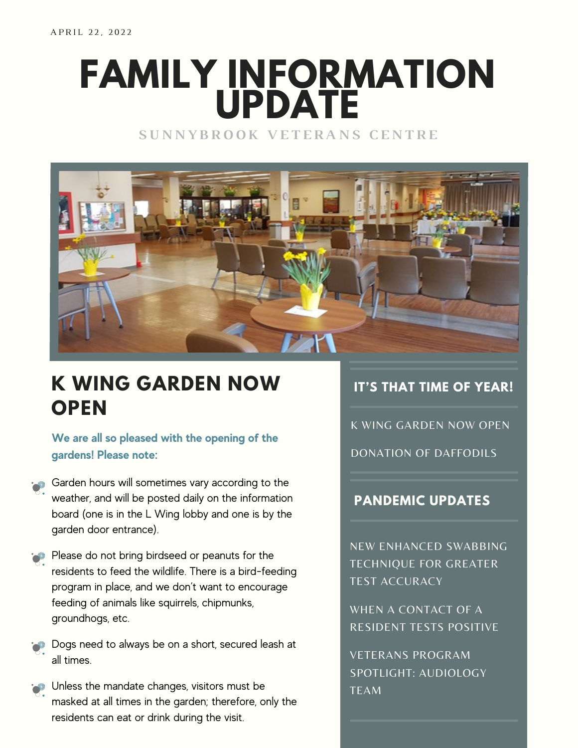APRIL 22, 2022

# FAMILY INFORMATION UPDATE

SUNNYBROOK VETERANS CENTRE

## K WING GARDEN NOW OPEN

**We are all so pleased with the opening of the gardens! Please note:**

- Garden hours will sometimes vary according to the weather, and will be posted daily on the information board (one is in the L Wing lobby and one is by the garden door entrance).
- Please do not bring birdseed or peanuts for the residents to feed the wildlife. There is a bird-feeding program in place, and we don't want to encourage feeding of animals like squirrels, chipmunks, groundhogs, etc.
- Dogs need to always be on a short, secured leash at all times.
- Unless the mandate changes, visitors must be masked at all times in the garden; therefore, only the residents can eat or drink during the visit.

### IT'S THAT TIME OF YEAR!

K WING GARDEN NOW OPEN

DONATION OF DAFFODILS

### PANDEMIC UPDATES

NEW ENHANCED SWABBING TECHNIQUE FOR GREATER TEST ACCURACY

WHEN A CONTACT OF A RESIDENT TESTS POSITIVE

VETERANS PROGRAM SPOTLIGHT: AUDIOLOGY TEAM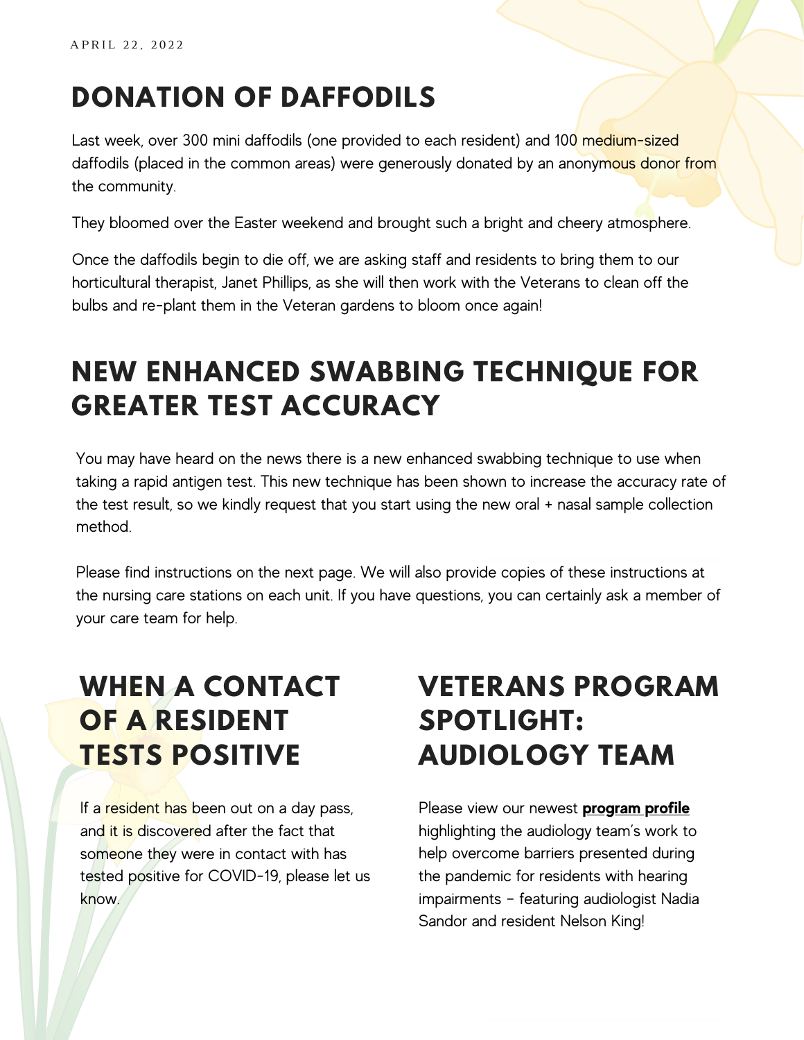APRIL 22, 2022

## DONATION OF DAFFODILS

Last week, over 300 mini daffodils (one provided to each resident) and 100 medium-sized daffodils (placed in the common areas) were generously donated by an anonymous donor from the community.

They bloomed over the Easter weekend and brought such a bright and cheery atmosphere.

Once the daffodils begin to die off, we are asking staff and residents to bring them to our horticultural therapist, Janet Phillips, as she will then work with the Veterans to clean off the bulbs and re-plant them in the Veteran gardens to bloom once again!

## NEW ENHANCED SWABBING TECHNIQUE FOR GREATER TEST ACCURACY

You may have heard on the news there is a new enhanced swabbing technique to use when taking a rapid antigen test. This new technique has been shown to increase the accuracy rate of the test result, so we kindly request that you start using the new oral + nasal sample collection method.

Please find instructions on the next page. We will also provide copies of these instructions at the nursing care stations on each unit. If you have questions, you can certainly ask a member of your care team for help.

## WHEN A CONTACT OF A RESIDENT TESTS POSITIVE

If a resident has been out on a day pass, and it is discovered after the fact that someone they were in contact with has tested positive for COVID-19, please let us know.

## VETERANS PROGRAM SPOTLIGHT: AUDIOLOGY TEAM

Please view our newest **program profile** highlighting the audiology team's work to help overcome barriers presented during the pandemic for residents with hearing impairments - featuring audiologist Nadia Sandor and resident Nelson King!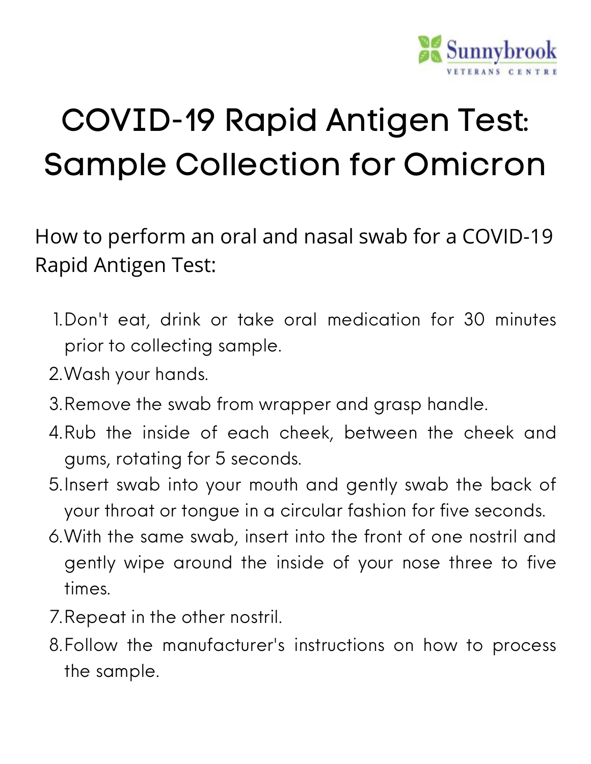Sunnybrook
VETERANS CENTRE

# COVID-19 Rapid Antigen Test: Sample Collection for Omicron

How to perform an oral and nasal swab for a COVID-19 Rapid Antigen Test:

1. Don't eat, drink or take oral medication for 30 minutes prior to collecting sample.
2. Wash your hands.
3. Remove the swab from wrapper and grasp handle.
4. Rub the inside of each cheek, between the cheek and gums, rotating for 5 seconds.
5. Insert swab into your mouth and gently swab the back of your throat or tongue in a circular fashion for five seconds.
6. With the same swab, insert into the front of one nostril and gently wipe around the inside of your nose three to five times.
7. Repeat in the other nostril.
8. Follow the manufacturer's instructions on how to process the sample.